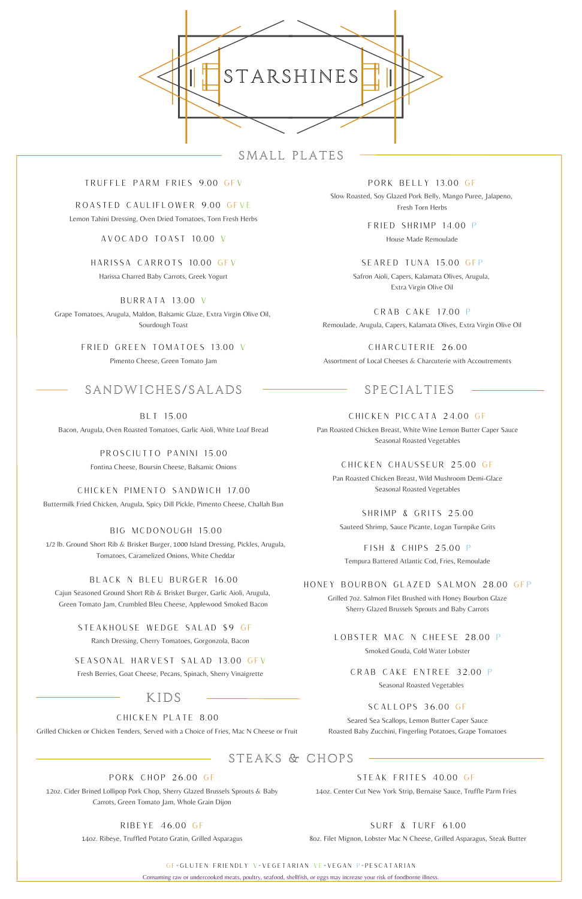# STARSHINES

## SMALL PLATES

**TRUFFLE PARM FRIES 9.00** GF V

**ROASTED CAULIFLOWER 9.00** GF VE
Lemon Tahini Dressing, Oven Dried Tomatoes, Torn Fresh Herbs

**AVOCADO TOAST 10.00** V

**HARISSA CARROTS 10.00** GF V
Harissa Charred Baby Carrots, Greek Yogurt

**BURRATA 13.00** V
Grape Tomatoes, Arugula, Maldon, Balsamic Glaze, Extra Virgin Olive Oil, Sourdough Toast

**FRIED GREEN TOMATOES 13.00** V
Pimento Cheese, Green Tomato Jam

**PORK BELLY 13.00** GF
Slow Roasted, Soy Glazed Pork Belly, Mango Puree, Jalapeno, Fresh Torn Herbs

**FRIED SHRIMP 14.00** P
House Made Remoulade

**SEARED TUNA 15.00** GF P
Safron Aioli, Capers, Kalamata Olives, Arugula, Extra Virgin Olive Oil

**CRAB CAKE 17.00** P
Remoulade, Arugula, Capers, Kalamata Olives, Extra Virgin Olive Oil

**CHARCUTERIE 26.00**
Assortment of Local Cheeses & Charcuterie with Accoutrements

## SANDWICHES/SALADS

**BLT 15.00**
Bacon, Arugula, Oven Roasted Tomatoes, Garlic Aioli, White Loaf Bread

**PROSCIUTTO PANINI 15.00**
Fontina Cheese, Boursin Cheese, Balsamic Onions

**CHICKEN PIMENTO SANDWICH 17.00**
Buttermilk Fried Chicken, Arugula, Spicy Dill Pickle, Pimento Cheese, Challah Bun

**BIG MCDONOUGH 15.00**
1/2 lb. Ground Short Rib & Brisket Burger, 1000 Island Dressing, Pickles, Arugula, Tomatoes, Caramelized Onions, White Cheddar

**BLACK N BLEU BURGER 16.00**
Cajun Seasoned Ground Short Rib & Brisket Burger, Garlic Aioli, Arugula, Green Tomato Jam, Crumbled Bleu Cheese, Applewood Smoked Bacon

**STEAKHOUSE WEDGE SALAD $9** GF
Ranch Dressing, Cherry Tomatoes, Gorgonzola, Bacon

**SEASONAL HARVEST SALAD 13.00** GF V
Fresh Berries, Goat Cheese, Pecans, Spinach, Sherry Vinaigrette

## KIDS

**CHICKEN PLATE 8.00**
Grilled Chicken or Chicken Tenders, Served with a Choice of Fries, Mac N Cheese or Fruit

## SPECIALTIES

**CHICKEN PICCATA 24.00** GF
Pan Roasted Chicken Breast, White Wine Lemon Butter Caper Sauce
Seasonal Roasted Vegetables

**CHICKEN CHAUSSEUR 25.00** GF
Pan Roasted Chicken Breast, Wild Mushroom Demi-Glace
Seasonal Roasted Vegetables

**SHRIMP & GRITS 25.00**
Sauteed Shrimp, Sauce Picante, Logan Turnpike Grits

**FISH & CHIPS 25.00** P
Tempura Battered Atlantic Cod, Fries, Remoulade

**HONEY BOURBON GLAZED SALMON 28.00** GF P
Grilled 7oz. Salmon Filet Brushed with Honey Bourbon Glaze
Sherry Glazed Brussels Sprouts and Baby Carrots

**LOBSTER MAC N CHEESE 28.00** P
Smoked Gouda, Cold Water Lobster

**CRAB CAKE ENTREE 32.00** P
Seasonal Roasted Vegetables

**SCALLOPS 36.00** GF
Seared Sea Scallops, Lemon Butter Caper Sauce
Roasted Baby Zucchini, Fingerling Potatoes, Grape Tomatoes

## STEAKS & CHOPS

**PORK CHOP 26.00** GF
12oz. Cider Brined Lollipop Pork Chop, Sherry Glazed Brussels Sprouts & Baby Carrots, Green Tomato Jam, Whole Grain Dijon

**RIBEYE 46.00** GF
14oz. Ribeye, Truffled Potato Gratin, Grilled Asparagus

**STEAK FRITES 40.00** GF
14oz. Center Cut New York Strip, Bernaise Sauce, Truffle Parm Fries

**SURF & TURF 61.00**
8oz. Filet Mignon, Lobster Mac N Cheese, Grilled Asparagus, Steak Butter

GF-GLUTEN FRIENDLY V-VEGETARIAN VE-VEGAN P-PESCATARIAN

Consuming raw or undercooked meats, poultry, seafood, shellfish, or eggs may increase your risk of foodborne illness.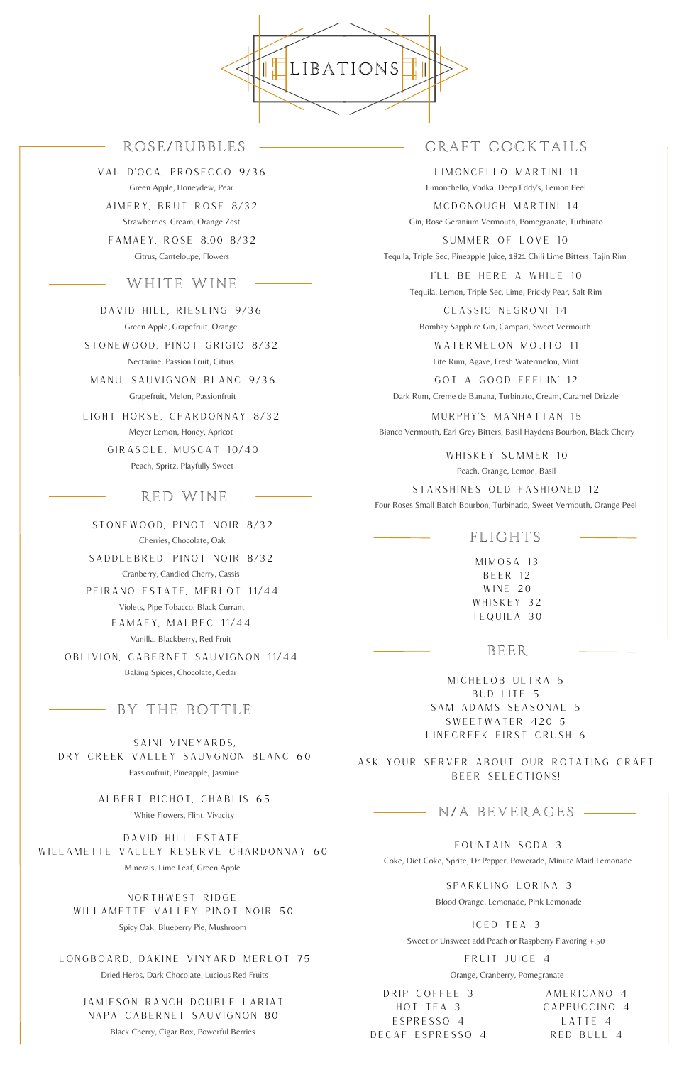# LIBATIONS

## ROSE/BUBBLES

VAL D'OCA, PROSECCO 9/36
Green Apple, Honeydew, Pear

AIMERY, BRUT ROSE 8/32
Strawberries, Cream, Orange Zest

FAMAEY, ROSE 8.00 8/32
Citrus, Canteloupe, Flowers

## WHITE WINE

DAVID HILL, RIESLING 9/36
Green Apple, Grapefruit, Orange

STONEWOOD, PINOT GRIGIO 8/32
Nectarine, Passion Fruit, Citrus

MANU, SAUVIGNON BLANC 9/36
Grapefruit, Melon, Passionfruit

LIGHT HORSE, CHARDONNAY 8/32
Meyer Lemon, Honey, Apricot

GIRASOLE, MUSCAT 10/40
Peach, Spritz, Playfully Sweet

## RED WINE

STONEWOOD, PINOT NOIR 8/32
Cherries, Chocolate, Oak

SADDLEBRED, PINOT NOIR 8/32
Cranberry, Candied Cherry, Cassis

PEIRANO ESTATE, MERLOT 11/44
Violets, Pipe Tobacco, Black Currant

FAMAEY, MALBEC 11/44
Vanilla, Blackberry, Red Fruit

OBLIVION, CABERNET SAUVIGNON 11/44
Baking Spices, Chocolate, Cedar

## BY THE BOTTLE

SAINI VINEYARDS, DRY CREEK VALLEY SAUVGNON BLANC 60
Passionfruit, Pineapple, Jasmine

ALBERT BICHOT, CHABLIS 65
White Flowers, Flint, Vivacity

DAVID HILL ESTATE, WILLAMETTE VALLEY RESERVE CHARDONNAY 60
Minerals, Lime Leaf, Green Apple

NORTHWEST RIDGE, WILLAMETTE VALLEY PINOT NOIR 50
Spicy Oak, Blueberry Pie, Mushroom

LONGBOARD, DAKINE VINYARD MERLOT 75
Dried Herbs, Dark Chocolate, Lucious Red Fruits

JAMIESON RANCH DOUBLE LARIAT NAPA CABERNET SAUVIGNON 80
Black Cherry, Cigar Box, Powerful Berries

## CRAFT COCKTAILS

LIMONCELLO MARTINI 11
Limonchello, Vodka, Deep Eddy's, Lemon Peel

MCDONOUGH MARTINI 14
Gin, Rose Geranium Vermouth, Pomegranate, Turbinato

SUMMER OF LOVE 10
Tequila, Triple Sec, Pineapple Juice, 1821 Chili Lime Bitters, Tajin Rim

I'LL BE HERE A WHILE 10
Tequila, Lemon, Triple Sec, Lime, Prickly Pear, Salt Rim

CLASSIC NEGRONI 14
Bombay Sapphire Gin, Campari, Sweet Vermouth

WATERMELON MOJITO 11
Lite Rum, Agave, Fresh Watermelon, Mint

GOT A GOOD FEELIN' 12
Dark Rum, Creme de Banana, Turbinato, Cream, Caramel Drizzle

MURPHY'S MANHATTAN 15
Bianco Vermouth, Earl Grey Bitters, Basil Haydens Bourbon, Black Cherry

WHISKEY SUMMER 10
Peach, Orange, Lemon, Basil

STARSHINES OLD FASHIONED 12
Four Roses Small Batch Bourbon, Turbinado, Sweet Vermouth, Orange Peel

## FLIGHTS

MIMOSA 13
BEER 12
WINE 20
WHISKEY 32
TEQUILA 30

## BEER

MICHELOB ULTRA 5
BUD LITE 5
SAM ADAMS SEASONAL 5
SWEETWATER 420 5
LINECREEK FIRST CRUSH 6

ASK YOUR SERVER ABOUT OUR ROTATING CRAFT BEER SELECTIONS!

## N/A BEVERAGES

FOUNTAIN SODA 3
Coke, Diet Coke, Sprite, Dr Pepper, Powerade, Minute Maid Lemonade

SPARKLING LORINA 3
Blood Orange, Lemonade, Pink Lemonade

ICED TEA 3
Sweet or Unsweet add Peach or Raspberry Flavoring +.50

FRUIT JUICE 4
Orange, Cranberry, Pomegranate

DRIP COFFEE 3
HOT TEA 3
ESPRESSO 4
DECAF ESPRESSO 4

AMERICANO 4
CAPPUCCINO 4
LATTE 4
RED BULL 4